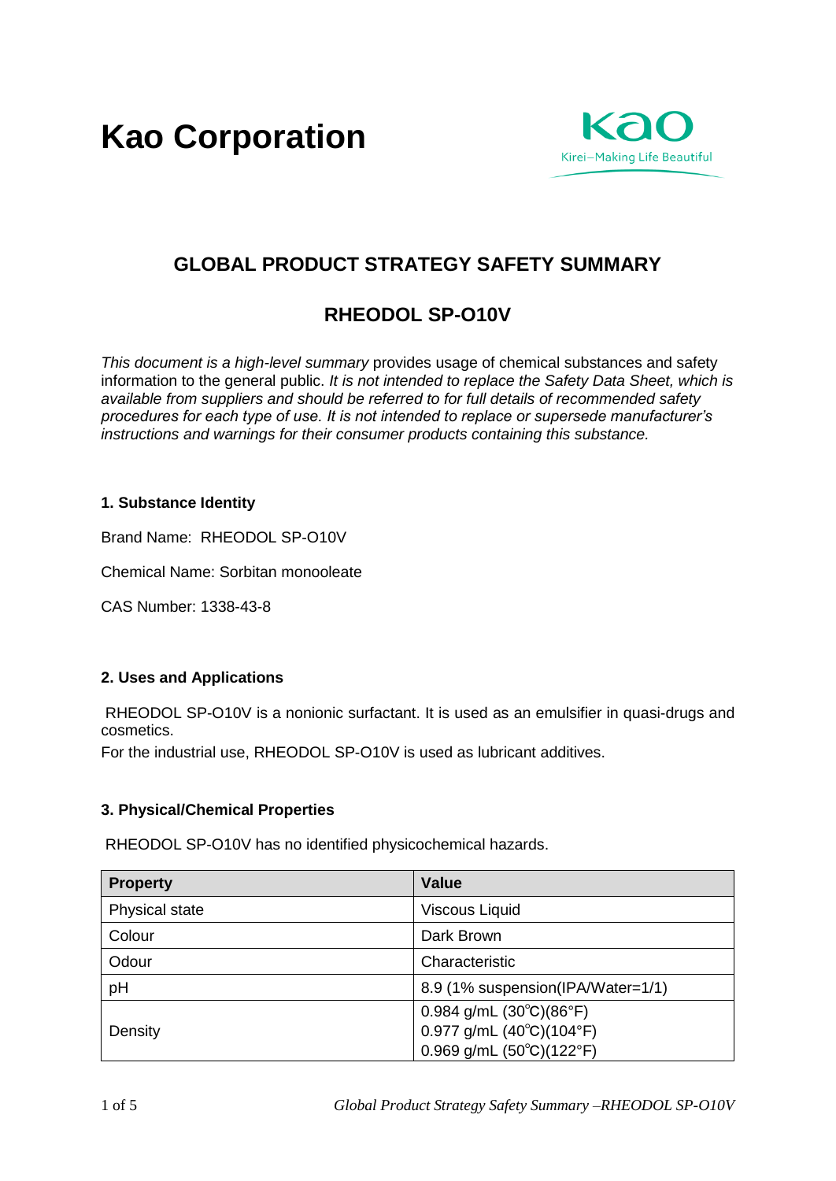# Kao Corporation

Kao
Kirei–Making Life Beautiful

## GLOBAL PRODUCT STRATEGY SAFETY SUMMARY

## RHEODOL SP-O10V

*This document is a high-level summary* provides usage of chemical substances and safety information to the general public. *It is not intended to replace the Safety Data Sheet, which is available from suppliers and should be referred to for full details of recommended safety procedures for each type of use. It is not intended to replace or supersede manufacturer's instructions and warnings for their consumer products containing this substance.*

### 1. Substance Identity

Brand Name: RHEODOL SP-O10V

Chemical Name: Sorbitan monooleate

CAS Number: 1338-43-8

### 2. Uses and Applications

RHEODOL SP-O10V is a nonionic surfactant. It is used as an emulsifier in quasi-drugs and cosmetics.

For the industrial use, RHEODOL SP-O10V is used as lubricant additives.

### 3. Physical/Chemical Properties

RHEODOL SP-O10V has no identified physicochemical hazards.

| Property | Value |
|---|---|
| Physical state | Viscous Liquid |
| Colour | Dark Brown |
| Odour | Characteristic |
| pH | 8.9 (1% suspension(IPA/Water=1/1) |
| Density | 0.984 g/mL (30℃)(86°F)<br>0.977 g/mL (40℃)(104°F)<br>0.969 g/mL (50℃)(122°F) |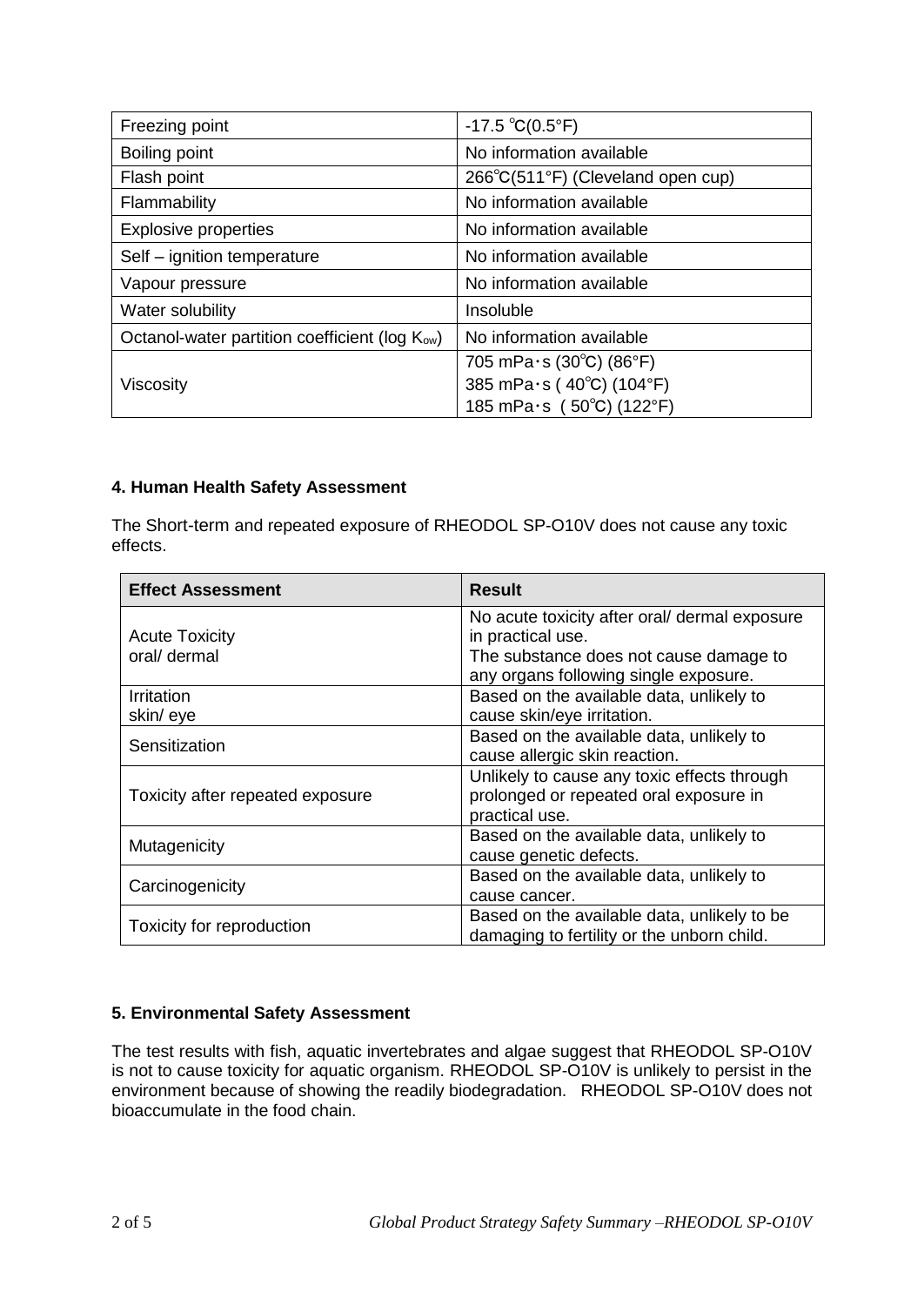| Freezing point | -17.5 ℃(0.5°F) |
|---|---|
| Boiling point | No information available |
| Flash point | 266℃(511°F) (Cleveland open cup) |
| Flammability | No information available |
| Explosive properties | No information available |
| Self – ignition temperature | No information available |
| Vapour pressure | No information available |
| Water solubility | Insoluble |
| Octanol-water partition coefficient (log $K_{ow}$) | No information available |
| Viscosity | 705 mPa･s (30℃) (86°F)<br>385 mPa･s ( 40℃) (104°F)<br>185 mPa･s ( 50℃) (122°F) |

**4. Human Health Safety Assessment**

The Short-term and repeated exposure of RHEODOL SP-O10V does not cause any toxic effects.

| Effect Assessment | Result |
|---|---|
| Acute Toxicity<br>oral/ dermal | No acute toxicity after oral/ dermal exposure in practical use.<br>The substance does not cause damage to any organs following single exposure. |
| Irritation<br>skin/ eye | Based on the available data, unlikely to cause skin/eye irritation. |
| Sensitization | Based on the available data, unlikely to cause allergic skin reaction. |
| Toxicity after repeated exposure | Unlikely to cause any toxic effects through prolonged or repeated oral exposure in practical use. |
| Mutagenicity | Based on the available data, unlikely to cause genetic defects. |
| Carcinogenicity | Based on the available data, unlikely to cause cancer. |
| Toxicity for reproduction | Based on the available data, unlikely to be damaging to fertility or the unborn child. |

**5. Environmental Safety Assessment**

The test results with fish, aquatic invertebrates and algae suggest that RHEODOL SP-O10V is not to cause toxicity for aquatic organism. RHEODOL SP-O10V is unlikely to persist in the environment because of showing the readily biodegradation. RHEODOL SP-O10V does not bioaccumulate in the food chain.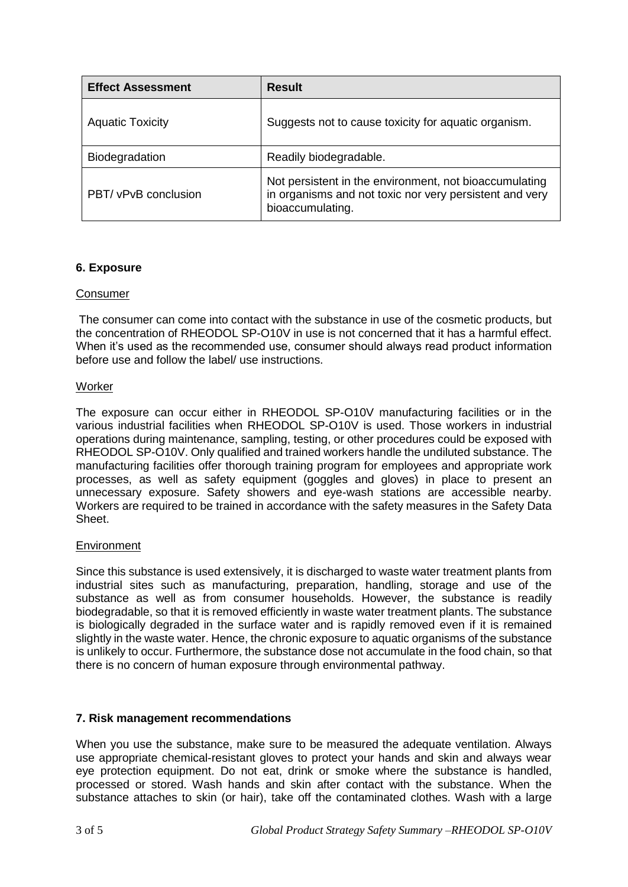| Effect Assessment | Result |
|---|---|
| Aquatic Toxicity | Suggests not to cause toxicity for aquatic organism. |
| Biodegradation | Readily biodegradable. |
| PBT/ vPvB conclusion | Not persistent in the environment, not bioaccumulating in organisms and not toxic nor very persistent and very bioaccumulating. |

## 6. Exposure

Consumer

The consumer can come into contact with the substance in use of the cosmetic products, but the concentration of RHEODOL SP-O10V in use is not concerned that it has a harmful effect. When it's used as the recommended use, consumer should always read product information before use and follow the label/ use instructions.

Worker

The exposure can occur either in RHEODOL SP-O10V manufacturing facilities or in the various industrial facilities when RHEODOL SP-O10V is used. Those workers in industrial operations during maintenance, sampling, testing, or other procedures could be exposed with RHEODOL SP-O10V. Only qualified and trained workers handle the undiluted substance. The manufacturing facilities offer thorough training program for employees and appropriate work processes, as well as safety equipment (goggles and gloves) in place to present an unnecessary exposure. Safety showers and eye-wash stations are accessible nearby. Workers are required to be trained in accordance with the safety measures in the Safety Data Sheet.

Environment

Since this substance is used extensively, it is discharged to waste water treatment plants from industrial sites such as manufacturing, preparation, handling, storage and use of the substance as well as from consumer households. However, the substance is readily biodegradable, so that it is removed efficiently in waste water treatment plants. The substance is biologically degraded in the surface water and is rapidly removed even if it is remained slightly in the waste water. Hence, the chronic exposure to aquatic organisms of the substance is unlikely to occur. Furthermore, the substance dose not accumulate in the food chain, so that there is no concern of human exposure through environmental pathway.

## 7. Risk management recommendations

When you use the substance, make sure to be measured the adequate ventilation. Always use appropriate chemical-resistant gloves to protect your hands and skin and always wear eye protection equipment. Do not eat, drink or smoke where the substance is handled, processed or stored. Wash hands and skin after contact with the substance. When the substance attaches to skin (or hair), take off the contaminated clothes. Wash with a large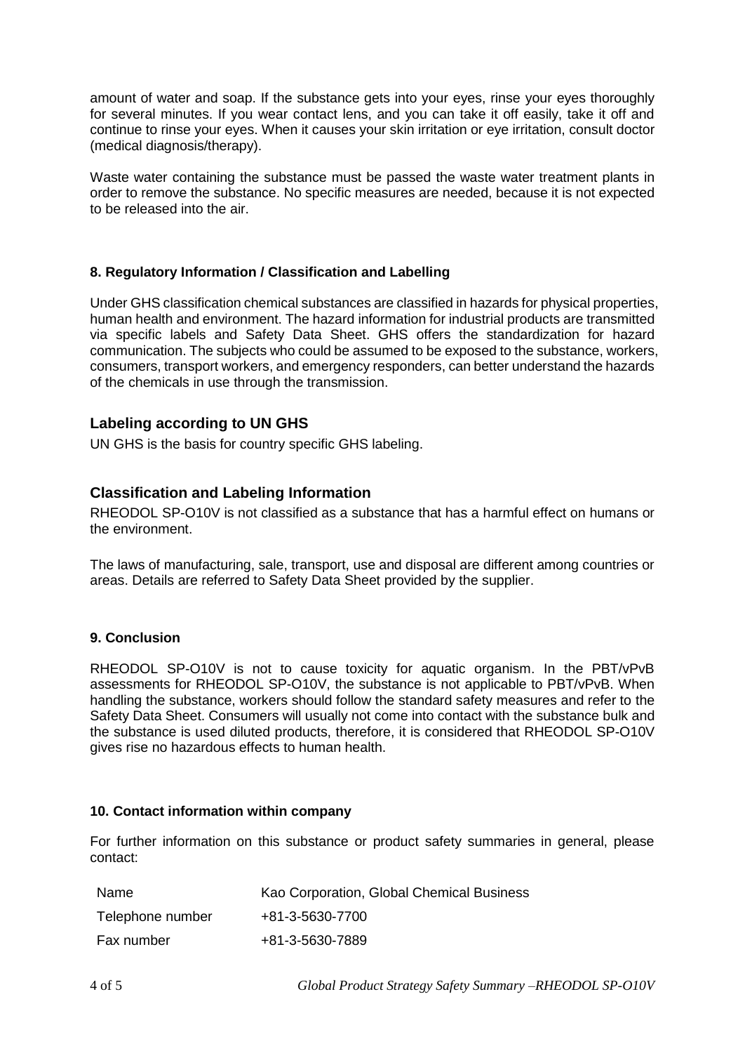amount of water and soap. If the substance gets into your eyes, rinse your eyes thoroughly for several minutes. If you wear contact lens, and you can take it off easily, take it off and continue to rinse your eyes. When it causes your skin irritation or eye irritation, consult doctor (medical diagnosis/therapy).

Waste water containing the substance must be passed the waste water treatment plants in order to remove the substance. No specific measures are needed, because it is not expected to be released into the air.

**8. Regulatory Information / Classification and Labelling**

Under GHS classification chemical substances are classified in hazards for physical properties, human health and environment. The hazard information for industrial products are transmitted via specific labels and Safety Data Sheet. GHS offers the standardization for hazard communication. The subjects who could be assumed to be exposed to the substance, workers, consumers, transport workers, and emergency responders, can better understand the hazards of the chemicals in use through the transmission.

## Labeling according to UN GHS

UN GHS is the basis for country specific GHS labeling.

## Classification and Labeling Information

RHEODOL SP-O10V is not classified as a substance that has a harmful effect on humans or the environment.

The laws of manufacturing, sale, transport, use and disposal are different among countries or areas. Details are referred to Safety Data Sheet provided by the supplier.

**9. Conclusion**

RHEODOL SP-O10V is not to cause toxicity for aquatic organism. In the PBT/vPvB assessments for RHEODOL SP-O10V, the substance is not applicable to PBT/vPvB. When handling the substance, workers should follow the standard safety measures and refer to the Safety Data Sheet. Consumers will usually not come into contact with the substance bulk and the substance is used diluted products, therefore, it is considered that RHEODOL SP-O10V gives rise no hazardous effects to human health.

**10. Contact information within company**

For further information on this substance or product safety summaries in general, please contact:

| | |
|---|---|
| Name | Kao Corporation, Global Chemical Business |
| Telephone number | +81-3-5630-7700 |
| Fax number | +81-3-5630-7889 |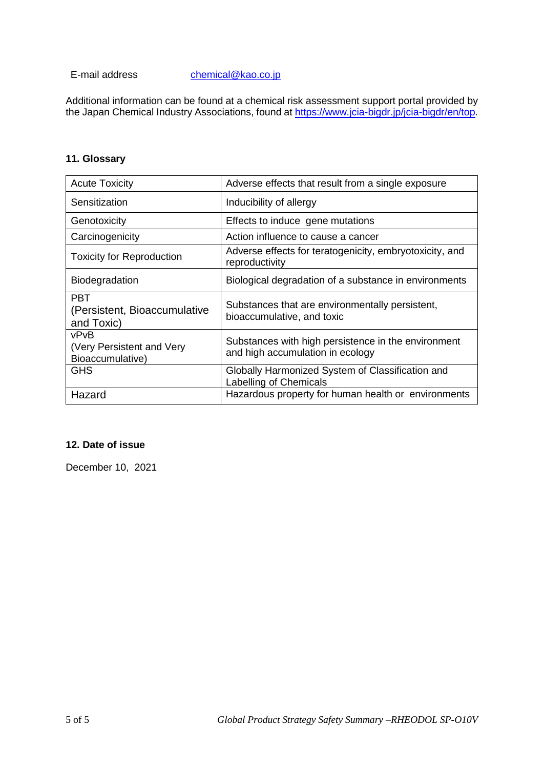E-mail address chemical@kao.co.jp

Additional information can be found at a chemical risk assessment support portal provided by the Japan Chemical Industry Associations, found at https://www.jcia-bigdr.jp/jcia-bigdr/en/top.

## 11. Glossary

| | |
|---|---|
| Acute Toxicity | Adverse effects that result from a single exposure |
| Sensitization | Inducibility of allergy |
| Genotoxicity | Effects to induce gene mutations |
| Carcinogenicity | Action influence to cause a cancer |
| Toxicity for Reproduction | Adverse effects for teratogenicity, embryotoxicity, and reproductivity |
| Biodegradation | Biological degradation of a substance in environments |
| PBT (Persistent, Bioaccumulative and Toxic) | Substances that are environmentally persistent, bioaccumulative, and toxic |
| vPvB (Very Persistent and Very Bioaccumulative) | Substances with high persistence in the environment and high accumulation in ecology |
| GHS | Globally Harmonized System of Classification and Labelling of Chemicals |
| Hazard | Hazardous property for human health or environments |

## 12. Date of issue

December 10, 2021